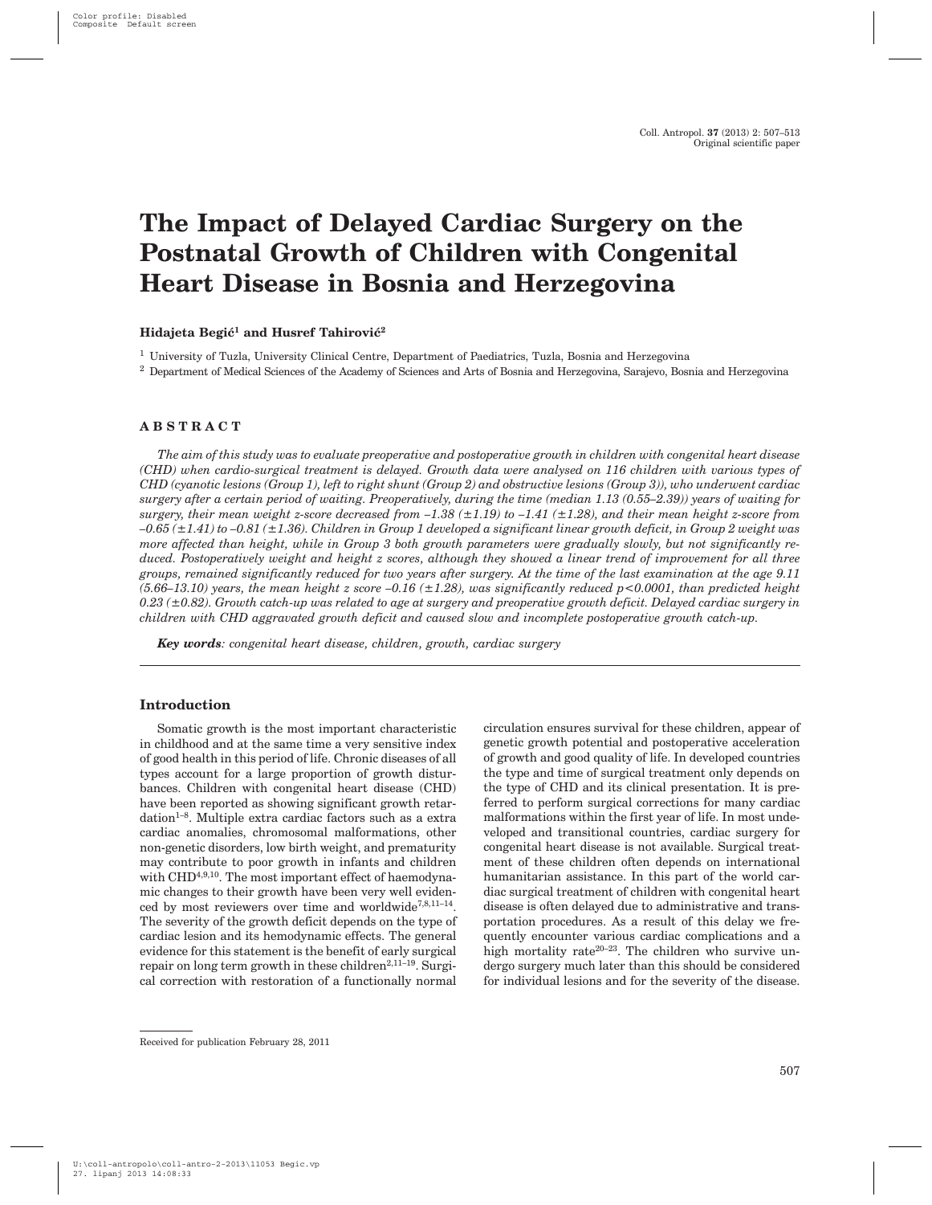# The Impact of Delayed Cardiac Surgery on the Postnatal Growth of Children with Congenital Heart Disease in Bosnia and Herzegovina

**Hidajeta Begić[1] and Husref Tahirović[2]**

[1] University of Tuzla, University Clinical Centre, Department of Paediatrics, Tuzla, Bosnia and Herzegovina

[2] Department of Medical Sciences of the Academy of Sciences and Arts of Bosnia and Herzegovina, Sarajevo, Bosnia and Herzegovina

## ABSTRACT

*The aim of this study was to evaluate preoperative and postoperative growth in children with congenital heart disease (CHD) when cardio-surgical treatment is delayed. Growth data were analysed on 116 children with various types of CHD (cyanotic lesions (Group 1), left to right shunt (Group 2) and obstructive lesions (Group 3)), who underwent cardiac surgery after a certain period of waiting. Preoperatively, during the time (median 1.13 (0.55–2.39)) years of waiting for surgery, their mean weight z-score decreased from –1.38 (±1.19) to –1.41 (±1.28), and their mean height z-score from –0.65 (±1.41) to –0.81 (±1.36). Children in Group 1 developed a significant linear growth deficit, in Group 2 weight was more affected than height, while in Group 3 both growth parameters were gradually slowly, but not significantly reduced. Postoperatively weight and height z scores, although they showed a linear trend of improvement for all three groups, remained significantly reduced for two years after surgery. At the time of the last examination at the age 9.11 (5.66–13.10) years, the mean height z score –0.16 (±1.28), was significantly reduced p<0.0001, than predicted height 0.23 (±0.82). Growth catch-up was related to age at surgery and preoperative growth deficit. Delayed cardiac surgery in children with CHD aggravated growth deficit and caused slow and incomplete postoperative growth catch-up.*

***Key words**: congenital heart disease, children, growth, cardiac surgery*

## Introduction

Somatic growth is the most important characteristic in childhood and at the same time a very sensitive index of good health in this period of life. Chronic diseases of all types account for a large proportion of growth disturbances. Children with congenital heart disease (CHD) have been reported as showing significant growth retardation[1–8]. Multiple extra cardiac factors such as a extra cardiac anomalies, chromosomal malformations, other non-genetic disorders, low birth weight, and prematurity may contribute to poor growth in infants and children with CHD[4,9,10]. The most important effect of haemodynamic changes to their growth have been very well evidenced by most reviewers over time and worldwide[7,8,11–14]. The severity of the growth deficit depends on the type of cardiac lesion and its hemodynamic effects. The general evidence for this statement is the benefit of early surgical repair on long term growth in these children[2,11–19]. Surgical correction with restoration of a functionally normal circulation ensures survival for these children, appear of genetic growth potential and postoperative acceleration of growth and good quality of life. In developed countries the type and time of surgical treatment only depends on the type of CHD and its clinical presentation. It is preferred to perform surgical corrections for many cardiac malformations within the first year of life. In most undeveloped and transitional countries, cardiac surgery for congenital heart disease is not available. Surgical treatment of these children often depends on international humanitarian assistance. In this part of the world cardiac surgical treatment of children with congenital heart disease is often delayed due to administrative and transportation procedures. As a result of this delay we frequently encounter various cardiac complications and a high mortality rate[20–23]. The children who survive undergo surgery much later than this should be considered for individual lesions and for the severity of the disease.

Received for publication February 28, 2011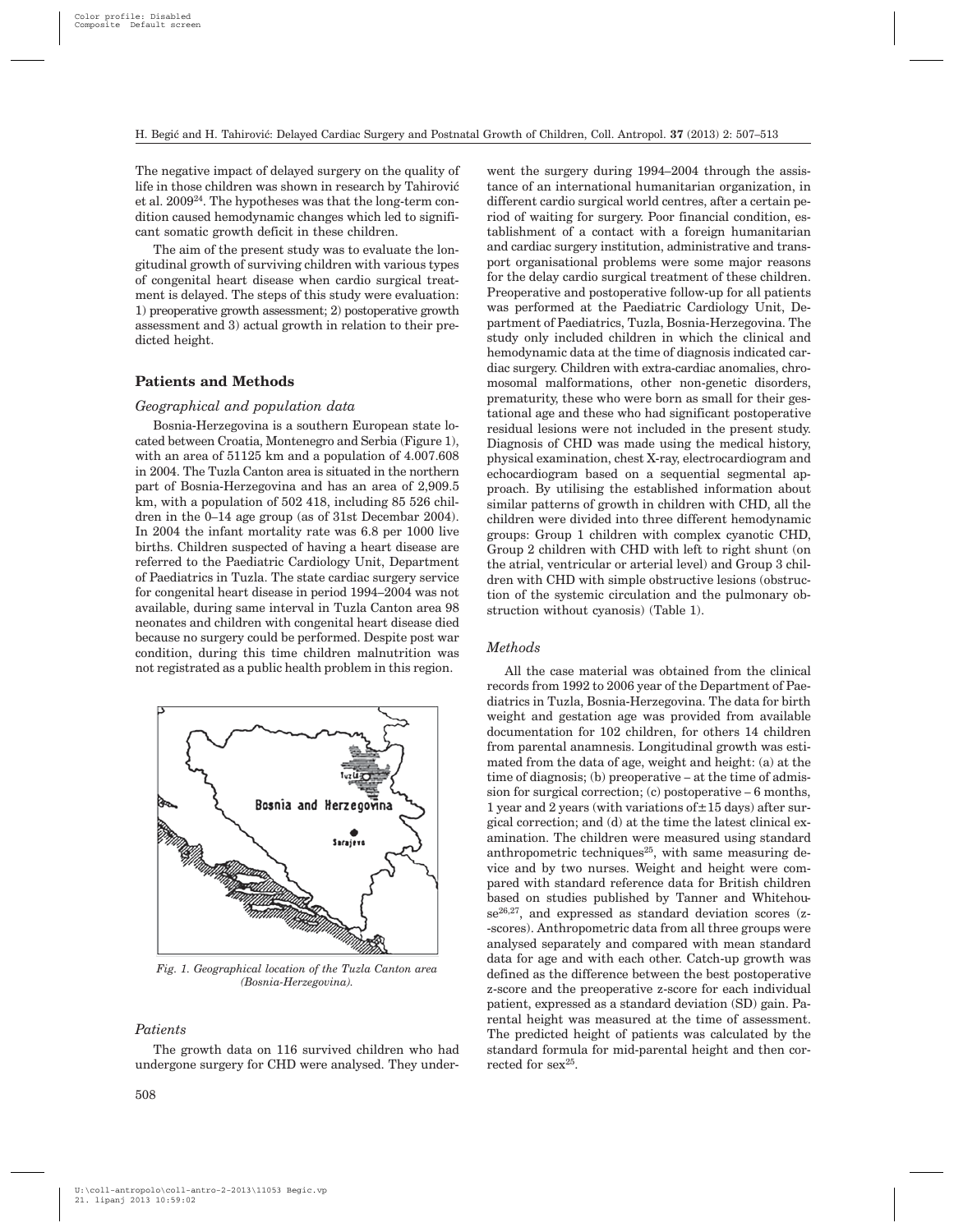The negative impact of delayed surgery on the quality of life in those children was shown in research by Tahirović et al. 2009[24]. The hypotheses was that the long-term condition caused hemodynamic changes which led to significant somatic growth deficit in these children.

The aim of the present study was to evaluate the longitudinal growth of surviving children with various types of congenital heart disease when cardio surgical treatment is delayed. The steps of this study were evaluation: 1) preoperative growth assessment; 2) postoperative growth assessment and 3) actual growth in relation to their predicted height.

## Patients and Methods

### *Geographical and population data*

Bosnia-Herzegovina is a southern European state located between Croatia, Montenegro and Serbia (Figure 1), with an area of 51125 km and a population of 4.007.608 in 2004. The Tuzla Canton area is situated in the northern part of Bosnia-Herzegovina and has an area of 2,909.5 km, with a population of 502 418, including 85 526 children in the 0–14 age group (as of 31st Decembar 2004). In 2004 the infant mortality rate was 6.8 per 1000 live births. Children suspected of having a heart disease are referred to the Paediatric Cardiology Unit, Department of Paediatrics in Tuzla. The state cardiac surgery service for congenital heart disease in period 1994–2004 was not available, during same interval in Tuzla Canton area 98 neonates and children with congenital heart disease died because no surgery could be performed. Despite post war condition, during this time children malnutrition was not registrated as a public health problem in this region.

*Fig. 1. Geographical location of the Tuzla Canton area (Bosnia-Herzegovina).*

### *Patients*

The growth data on 116 survived children who had undergone surgery for CHD were analysed. They underwent the surgery during 1994–2004 through the assistance of an international humanitarian organization, in different cardio surgical world centres, after a certain period of waiting for surgery. Poor financial condition, establishment of a contact with a foreign humanitarian and cardiac surgery institution, administrative and transport organisational problems were some major reasons for the delay cardio surgical treatment of these children. Preoperative and postoperative follow-up for all patients was performed at the Paediatric Cardiology Unit, Department of Paediatrics, Tuzla, Bosnia-Herzegovina. The study only included children in which the clinical and hemodynamic data at the time of diagnosis indicated cardiac surgery. Children with extra-cardiac anomalies, chromosomal malformations, other non-genetic disorders, prematurity, these who were born as small for their gestational age and these who had significant postoperative residual lesions were not included in the present study. Diagnosis of CHD was made using the medical history, physical examination, chest X-ray, electrocardiogram and echocardiogram based on a sequential segmental approach. By utilising the established information about similar patterns of growth in children with CHD, all the children were divided into three different hemodynamic groups: Group 1 children with complex cyanotic CHD, Group 2 children with CHD with left to right shunt (on the atrial, ventricular or arterial level) and Group 3 children with CHD with simple obstructive lesions (obstruction of the systemic circulation and the pulmonary obstruction without cyanosis) (Table 1).

### *Methods*

All the case material was obtained from the clinical records from 1992 to 2006 year of the Department of Paediatrics in Tuzla, Bosnia-Herzegovina. The data for birth weight and gestation age was provided from available documentation for 102 children, for others 14 children from parental anamnesis. Longitudinal growth was estimated from the data of age, weight and height: (a) at the time of diagnosis; (b) preoperative – at the time of admission for surgical correction; (c) postoperative – 6 months, 1 year and 2 years (with variations of ±15 days) after surgical correction; and (d) at the time the latest clinical examination. The children were measured using standard anthropometric techniques[25], with same measuring device and by two nurses. Weight and height were compared with standard reference data for British children based on studies published by Tanner and Whitehouse[26,27], and expressed as standard deviation scores (z-scores). Anthropometric data from all three groups were analysed separately and compared with mean standard data for age and with each other. Catch-up growth was defined as the difference between the best postoperative z-score and the preoperative z-score for each individual patient, expressed as a standard deviation (SD) gain. Parental height was measured at the time of assessment. The predicted height of patients was calculated by the standard formula for mid-parental height and then corrected for sex[25].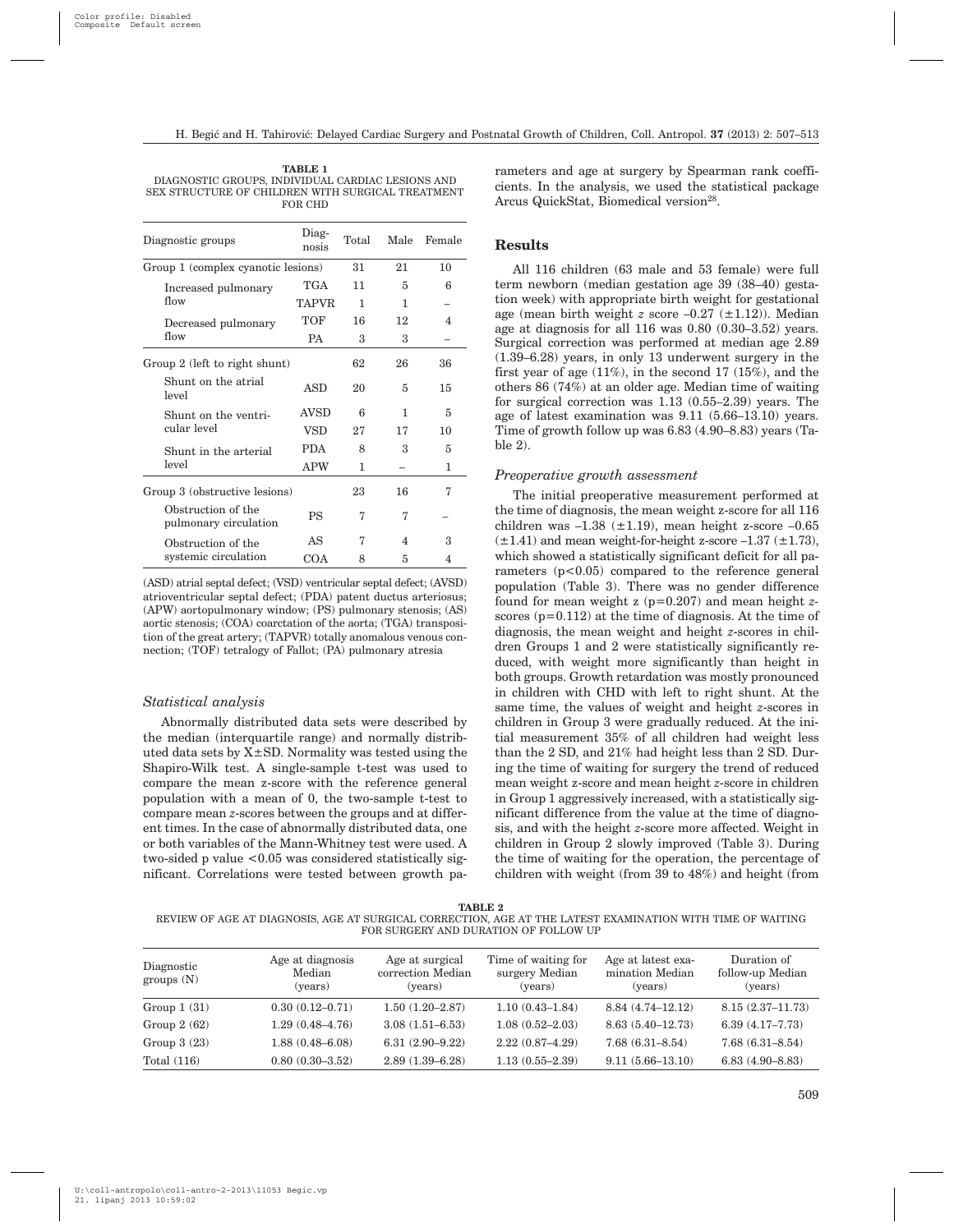**TABLE 1**
DIAGNOSTIC GROUPS, INDIVIDUAL CARDIAC LESIONS AND SEX STRUCTURE OF CHILDREN WITH SURGICAL TREATMENT FOR CHD

| Diagnostic groups | | Diagnosis | Total | Male | Female |
|---|---|---|---|---|---|
| Group 1 (complex cyanotic lesions) | | | 31 | 21 | 10 |
| | Increased pulmonary flow | TGA | 11 | 5 | 6 |
| | | TAPVR | 1 | 1 | – |
| | Decreased pulmonary flow | TOF | 16 | 12 | 4 |
| | | PA | 3 | 3 | – |
| Group 2 (left to right shunt) | | | 62 | 26 | 36 |
| | Shunt on the atrial level | ASD | 20 | 5 | 15 |
| | Shunt on the ventricular level | AVSD | 6 | 1 | 5 |
| | | VSD | 27 | 17 | 10 |
| | Shunt in the arterial level | PDA | 8 | 3 | 5 |
| | | APW | 1 | – | 1 |
| Group 3 (obstructive lesions) | | | 23 | 16 | 7 |
| | Obstruction of the pulmonary circulation | PS | 7 | 7 | – |
| | Obstruction of the systemic circulation | AS | 7 | 4 | 3 |
| | | COA | 8 | 5 | 4 |

(ASD) atrial septal defect; (VSD) ventricular septal defect; (AVSD) atrioventricular septal defect; (PDA) patent ductus arteriosus; (APW) aortopulmonary window; (PS) pulmonary stenosis; (AS) aortic stenosis; (COA) coarctation of the aorta; (TGA) transposition of the great artery; (TAPVR) totally anomalous venous connection; (TOF) tetralogy of Fallot; (PA) pulmonary atresia

### *Statistical analysis*

Abnormally distributed data sets were described by the median (interquartile range) and normally distributed data sets by X±SD. Normality was tested using the Shapiro-Wilk test. A single-sample t-test was used to compare the mean z-score with the reference general population with a mean of 0, the two-sample t-test to compare mean *z*-scores between the groups and at different times. In the case of abnormally distributed data, one or both variables of the Mann-Whitney test were used. A two-sided p value <0.05 was considered statistically significant. Correlations were tested between growth parameters and age at surgery by Spearman rank coefficients. In the analysis, we used the statistical package Arcus QuickStat, Biomedical version[28].

## Results

All 116 children (63 male and 53 female) were full term newborn (median gestation age 39 (38–40) gestation week) with appropriate birth weight for gestational age (mean birth weight *z* score –0.27 (±1.12)). Median age at diagnosis for all 116 was 0.80 (0.30–3.52) years. Surgical correction was performed at median age 2.89 (1.39–6.28) years, in only 13 underwent surgery in the first year of age (11%), in the second 17 (15%), and the others 86 (74%) at an older age. Median time of waiting for surgical correction was 1.13 (0.55–2.39) years. The age of latest examination was 9.11 (5.66–13.10) years. Time of growth follow up was 6.83 (4.90–8.83) years (Table 2).

### *Preoperative growth assessment*

The initial preoperative measurement performed at the time of diagnosis, the mean weight z-score for all 116 children was –1.38 (±1.19), mean height z-score –0.65 (±1.41) and mean weight-for-height z-score –1.37 (±1.73), which showed a statistically significant deficit for all parameters ($p<0.05$) compared to the reference general population (Table 3). There was no gender difference found for mean weight z (p=0.207) and mean height *z*-scores (p=0.112) at the time of diagnosis. At the time of diagnosis, the mean weight and height *z*-scores in children Groups 1 and 2 were statistically significantly reduced, with weight more significantly than height in both groups. Growth retardation was mostly pronounced in children with CHD with left to right shunt. At the same time, the values of weight and height *z*-scores in children in Group 3 were gradually reduced. At the initial measurement 35% of all children had weight less than the 2 SD, and 21% had height less than 2 SD. During the time of waiting for surgery the trend of reduced mean weight z-score and mean height *z*-score in children in Group 1 aggressively increased, with a statistically significant difference from the value at the time of diagnosis, and with the height *z*-score more affected. Weight in children in Group 2 slowly improved (Table 3). During the time of waiting for the operation, the percentage of children with weight (from 39 to 48%) and height (from

**TABLE 2**
REVIEW OF AGE AT DIAGNOSIS, AGE AT SURGICAL CORRECTION, AGE AT THE LATEST EXAMINATION WITH TIME OF WAITING FOR SURGERY AND DURATION OF FOLLOW UP

| Diagnostic groups (N) | Age at diagnosis Median (years) | Age at surgical correction Median (years) | Time of waiting for surgery Median (years) | Age at latest examination Median (years) | Duration of follow-up Median (years) |
|---|---|---|---|---|---|
| Group 1 (31) | 0.30 (0.12–0.71) | 1.50 (1.20–2.87) | 1.10 (0.43–1.84) | 8.84 (4.74–12.12) | 8.15 (2.37–11.73) |
| Group 2 (62) | 1.29 (0.48–4.76) | 3.08 (1.51–6.53) | 1.08 (0.52–2.03) | 8.63 (5.40–12.73) | 6.39 (4.17–7.73) |
| Group 3 (23) | 1.88 (0.48–6.08) | 6.31 (2.90–9.22) | 2.22 (0.87–4.29) | 7.68 (6.31–8.54) | 7.68 (6.31–8.54) |
| Total (116) | 0.80 (0.30–3.52) | 2.89 (1.39–6.28) | 1.13 (0.55–2.39) | 9.11 (5.66–13.10) | 6.83 (4.90–8.83) |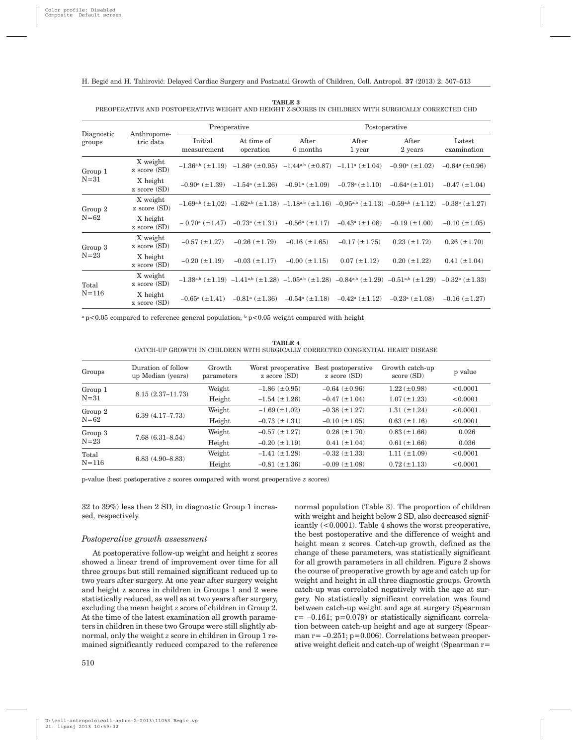**TABLE 3**
PREOPERATIVE AND POSTOPERATIVE WEIGHT AND HEIGHT Z-SCORES IN CHILDREN WITH SURGICALLY CORRECTED CHD

| Diagnostic groups | Anthropometric data | Preoperative | | Postoperative | | | |
|---|---|---|---|---|---|---|---|
| | | Initial measurement | At time of operation | After 6 months | After 1 year | After 2 years | Latest examination |
| Group 1 N=31 | X weight z score (SD) | –1.36[a,b] (±1.19) | –1.86[a] (±0.95) | –1.44[a,b] (±0.87) | –1.11[a] (±1.04) | –0.90[a] (±1.02) | –0.64[a] (±0.96) |
| | X height z score (SD) | –0.90[a] (±1.39) | –1.54[a] (±1.26) | –0.91[a] (±1.09) | –0.78[a] (±1.10) | –0.64[a] (±1.01) | –0.47 (±1.04) |
| Group 2 N=62 | X weight z score (SD) | –1.69[a,b] (±1,02) | –1.62[a,b] (±1.18) | –1.18[a,b] (±1.16) | –0,95[a,b] (±1.13) | –0.59[a,b] (±1.12) | –0.38[b] (±1.27) |
| | X height z score (SD) | – 0.70[a] (±1.47) | –0.73[a] (±1.31) | –0.56[a] (±1.17) | –0.43[a] (±1.08) | –0.19 (±1.00) | –0.10 (±1.05) |
| Group 3 N=23 | X weight z score (SD) | –0.57 (±1.27) | –0.26 (±1.79) | –0.16 (±1.65) | –0.17 (±1.75) | 0.23 (±1.72) | 0.26 (±1.70) |
| | X height z score (SD) | –0.20 (±1.19) | –0.03 (±1.17) | –0.00 (±1.15) | 0.07 (±1.12) | 0.20 (±1.22) | 0.41 (±1.04) |
| Total N=116 | X weight z score (SD) | –1.38[a,b] (±1.19) | –1.41[a,b] (±1.28) | –1.05[a,b] (±1.28) | –0.84[a,b] (±1.29) | –0.51[a,b] (±1.29) | –0.32[b] (±1.33) |
| | X height z score (SD) | –0.65[a] (±1.41) | –0.81[a] (±1.36) | –0.54[a] (±1.18) | –0.42[a] (±1.12) | –0.23[a] (±1.08) | –0.16 (±1.27) |

[a] $p<0.05$ compared to reference general population; [b] $p<0.05$ weight compared with height

**TABLE 4**
CATCH-UP GROWTH IN CHILDREN WITH SURGICALLY CORRECTED CONGENITAL HEART DISEASE

| Groups | Duration of follow up Median (years) | Growth parameters | Worst preoperative z score (SD) | Best postoperative z score (SD) | Growth catch-up score (SD) | p value |
|---|---|---|---|---|---|---|
| Group 1 N=31 | 8.15 (2.37–11.73) | Weight | –1.86 (±0.95) | –0.64 (±0.96) | 1.22 (±0.98) | <0.0001 |
| | | Height | –1.54 (±1.26) | –0.47 (±1.04) | 1.07 (±1.23) | <0.0001 |
| Group 2 N=62 | 6.39 (4.17–7.73) | Weight | –1.69 (±1.02) | –0.38 (±1.27) | 1.31 (±1.24) | <0.0001 |
| | | Height | –0.73 (±1.31) | –0.10 (±1.05) | 0.63 (±1.16) | <0.0001 |
| Group 3 N=23 | 7.68 (6.31–8.54) | Weight | –0.57 (±1.27) | 0.26 (±1.70) | 0.83 (±1.66) | 0.026 |
| | | Height | –0.20 (±1.19) | 0.41 (±1.04) | 0.61 (±1.66) | 0.036 |
| Total N=116 | 6.83 (4.90–8.83) | Weight | –1.41 (±1.28) | –0.32 (±1.33) | 1.11 (±1.09) | <0.0001 |
| | | Height | –0.81 (±1.36) | –0.09 (±1.08) | 0.72 (±1.13) | <0.0001 |

p-value (best postoperative *z* scores compared with worst preoperative *z* scores)

32 to 39%) less then 2 SD, in diagnostic Group 1 increased, respectively.

### *Postoperative growth assessment*

At postoperative follow-up weight and height z scores showed a linear trend of improvement over time for all three groups but still remained significant reduced up to two years after surgery. At one year after surgery weight and height z scores in children in Groups 1 and 2 were statistically reduced, as well as at two years after surgery, excluding the mean height *z* score of children in Group 2. At the time of the latest examination all growth parameters in children in these two Groups were still slightly abnormal, only the weight *z* score in children in Group 1 remained significantly reduced compared to the reference normal population (Table 3). The proportion of children with weight and height below 2 SD, also decreased significantly (<0.0001). Table 4 shows the worst preoperative, the best postoperative and the difference of weight and height mean z scores. Catch-up growth, defined as the change of these parameters, was statistically significant for all growth parameters in all children. Figure 2 shows the course of preoperative growth by age and catch up for weight and height in all three diagnostic groups. Growth catch-up was correlated negatively with the age at surgery. No statistically significant correlation was found between catch-up weight and age at surgery (Spearman $r= –0.161$; $p=0.079$) or statistically significant correlation between catch-up height and age at surgery (Spearman $r= –0.251$; $p=0.006$). Correlations between preoperative weight deficit and catch-up of weight (Spearman r=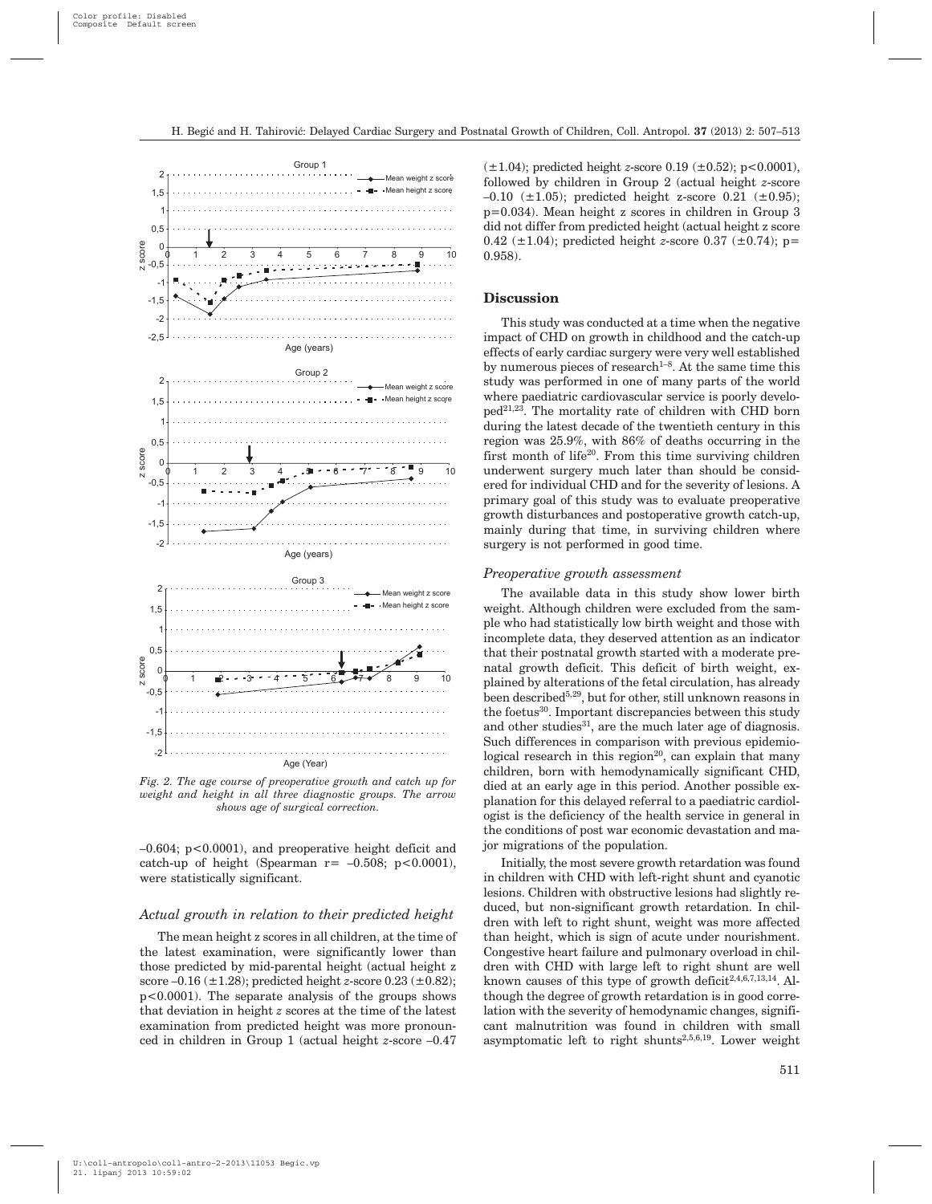Fig. 2. The age course of preoperative growth and catch up for weight and height in all three diagnostic groups. The arrow shows age of surgical correction.

–0.604; p<0.0001), and preoperative height deficit and catch-up of height (Spearman r= –0.508; p<0.0001), were statistically significant.

### *Actual growth in relation to their predicted height*

The mean height z scores in all children, at the time of the latest examination, were significantly lower than those predicted by mid-parental height (actual height z score –0.16 (±1.28); predicted height *z*-score 0.23 (±0.82); p<0.0001). The separate analysis of the groups shows that deviation in height *z* scores at the time of the latest examination from predicted height was more pronounced in children in Group 1 (actual height *z*-score –0.47 (±1.04); predicted height *z*-score 0.19 (±0.52); p<0.0001), followed by children in Group 2 (actual height *z*-score –0.10 (±1.05); predicted height z-score 0.21 (±0.95); p=0.034). Mean height z scores in children in Group 3 did not differ from predicted height (actual height z score 0.42 (±1.04); predicted height *z*-score 0.37 (±0.74); p= 0.958).

## Discussion

This study was conducted at a time when the negative impact of CHD on growth in childhood and the catch-up effects of early cardiac surgery were very well established by numerous pieces of research[1–8]. At the same time this study was performed in one of many parts of the world where paediatric cardiovascular service is poorly developed[21,23]. The mortality rate of children with CHD born during the latest decade of the twentieth century in this region was 25.9%, with 86% of deaths occurring in the first month of life[20]. From this time surviving children underwent surgery much later than should be considered for individual CHD and for the severity of lesions. A primary goal of this study was to evaluate preoperative growth disturbances and postoperative growth catch-up, mainly during that time, in surviving children where surgery is not performed in good time.

### *Preoperative growth assessment*

The available data in this study show lower birth weight. Although children were excluded from the sample who had statistically low birth weight and those with incomplete data, they deserved attention as an indicator that their postnatal growth started with a moderate prenatal growth deficit. This deficit of birth weight, explained by alterations of the fetal circulation, has already been described[5,29], but for other, still unknown reasons in the foetus[30]. Important discrepancies between this study and other studies[31], are the much later age of diagnosis. Such differences in comparison with previous epidemiological research in this region[20], can explain that many children, born with hemodynamically significant CHD, died at an early age in this period. Another possible explanation for this delayed referral to a paediatric cardiologist is the deficiency of the health service in general in the conditions of post war economic devastation and major migrations of the population.

Initially, the most severe growth retardation was found in children with CHD with left-right shunt and cyanotic lesions. Children with obstructive lesions had slightly reduced, but non-significant growth retardation. In children with left to right shunt, weight was more affected than height, which is sign of acute under nourishment. Congestive heart failure and pulmonary overload in children with CHD with large left to right shunt are well known causes of this type of growth deficit[2,4,6,7,13,14]. Although the degree of growth retardation is in good correlation with the severity of hemodynamic changes, significant malnutrition was found in children with small asymptomatic left to right shunts[2,5,6,19]. Lower weight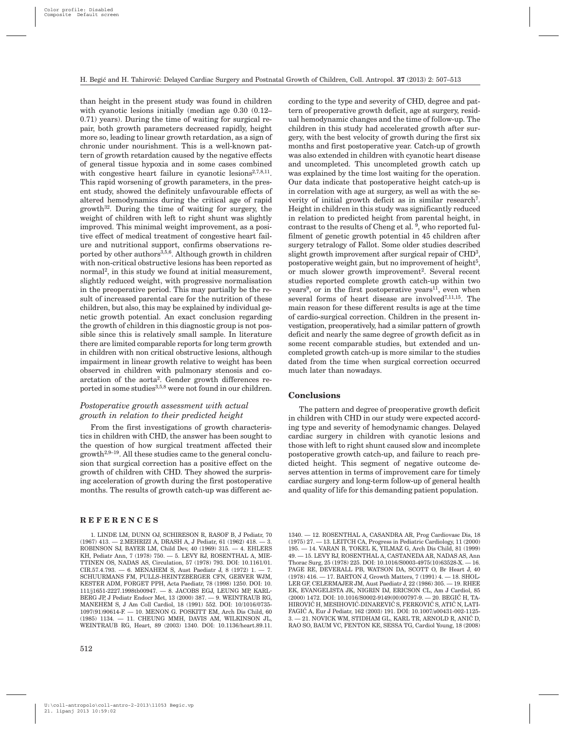than height in the present study was found in children with cyanotic lesions initially (median age 0.30 (0.12–0.71) years). During the time of waiting for surgical repair, both growth parameters decreased rapidly, height more so, leading to linear growth retardation, as a sign of chronic under nourishment. This is a well-known pattern of growth retardation caused by the negative effects of general tissue hypoxia and in some cases combined with congestive heart failure in cyanotic lesions[2,7,8,11]. This rapid worsening of growth parameters, in the present study, showed the definitely unfavourable effects of altered hemodynamics during the critical age of rapid growth[32]. During the time of waiting for surgery, the weight of children with left to right shunt was slightly improved. This minimal weight improvement, as a positive effect of medical treatment of congestive heart failure and nutritional support, confirms observations reported by other authors[3,5,6]. Although growth in children with non-critical obstructive lesions has been reported as normal[2], in this study we found at initial measurement, slightly reduced weight, with progressive normalisation in the preoperative period. This may partially be the result of increased parental care for the nutrition of these children, but also, this may be explained by individual genetic growth potential. An exact conclusion regarding the growth of children in this diagnostic group is not possible since this is relatively small sample. In literature there are limited comparable reports for long term growth in children with non critical obstructive lesions, although impairment in linear growth relative to weight has been observed in children with pulmonary stenosis and coarctation of the aorta[2]. Gender growth differences reported in some studies[3,5,8] were not found in our children.

### *Postoperative growth assessment with actual growth in relation to their predicted height*

From the first investigations of growth characteristics in children with CHD, the answer has been sought to the question of how surgical treatment affected their growth[2,9–19]. All these studies came to the general conclusion that surgical correction has a positive effect on the growth of children with CHD. They showed the surprising acceleration of growth during the first postoperative months. The results of growth catch-up was different according to the type and severity of CHD, degree and pattern of preoperative growth deficit, age at surgery, residual hemodynamic changes and the time of follow-up. The children in this study had accelerated growth after surgery, with the best velocity of growth during the first six months and first postoperative year. Catch-up of growth was also extended in children with cyanotic heart disease and uncompleted. This uncompleted growth catch up was explained by the time lost waiting for the operation. Our data indicate that postoperative height catch-up is in correlation with age at surgery, as well as with the severity of initial growth deficit as in similar research[7]. Height in children in this study was significantly reduced in relation to predicted height from parental height, in contrast to the results of Cheng et al. [9], who reported fulfilment of genetic growth potential in 45 children after surgery tetralogy of Fallot. Some older studies described slight growth improvement after surgical repair of CHD[3], postoperative weight gain, but no improvement of height[5], or much slower growth improvement[2]. Several recent studies reported complete growth catch-up within two years[9], or in the first postoperative years[11], even when several forms of heart disease are involved[7,11,15]. The main reason for these different results is age at the time of cardio-surgical correction. Children in the present investigation, preoperatively, had a similar pattern of growth deficit and nearly the same degree of growth deficit as in some recent comparable studies, but extended and uncompleted growth catch-up is more similar to the studies dated from the time when surgical correction occurred much later than nowadays.

## Conclusions

The pattern and degree of preoperative growth deficit in children with CHD in our study were expected according type and severity of hemodynamic changes. Delayed cardiac surgery in children with cyanotic lesions and those with left to right shunt caused slow and incomplete postoperative growth catch-up, and failure to reach predicted height. This segment of negative outcome deserves attention in terms of improvement care for timely cardiac surgery and long-term follow-up of general health and quality of life for this demanding patient population.

## REFERENCES

1. LINDE LM, DUNN OJ, SCHIRESON R, RASOF B, J Pediatr, 70 (1967) 413. — 2. MEHRIZI A, DRASH A, J Pediatr, 61 (1962) 418. — 3. ROBINSON SJ, BAYER LM, Child Dev, 40 (1969) 315. — 4. EHLERS KH, Pediatr Ann, 7 (1978) 750. — 5. LEVY RJ, ROSENTHAL A, MIETTINEN OS, NADAS AS, Circulation, 57 (1978) 793. DOI: 10.1161/01.CIR.57.4.793. — 6. MENAHEM S, Aust Paediatr J, 8 (1972) 1. — 7. SCHUURMANS FM, PULLS-HEINTZBERGER CFN, GERVER WJM, KESTER ADM, FORGET PPH, Acta Paediatr, 78 (1998) 1250. DOI: 10.111/j1651-2227.1998tb00947. — 8. JACOBS EGJ, LEUNG MP, KARLBERG JP, J Pediatr Endocr Met, 13 (2000) 387. — 9. WEINTRAUB RG, MANEHEM S, J Am Coll Cardiol, 18 (1991) 552. DOI: 10/1016/0735-1097(91)90614-F. — 10. MENON G. POSKITT EM, Arch Dis Child, 60 (1985) 1134. — 11. CHEUNG MMH, DAVIS AM, WILKINSON JL, WEINTRAUB RG, Heart, 89 (2003) 1340. DOI: 10.1136/heart.89.11.1340. — 12. ROSENTHAL A, CASANDRA AR, Prog Cardiovasc Dis, 18 (1975) 27. — 13. LEITCH CA, Progress in Pediatric Cardiology, 11 (2000) 195. — 14. VARAN B, TOKEL K, YILMAZ G, Arch Dis Child, 81 (1999) 49. — 15. LEVY RJ, ROSENTHAL A, CASTANEDA AR, NADAS AS, Ann Thorac Surg, 25 (1978) 225. DOI: 10.1016/S0003-4975(10)63528-X. — 16. PAGE RE, DEVERALL PB, WATSON DA, SCOTT O, Br Heart J, 40 (1978) 416. — 17. BARTON J, Growth Matters, 7 (1991) 4. — 18. SHOLLER GF, CELERMAJER JM, Aust Paediatr J, 22 (1986) 305. — 19. RHEE EK, EVANGELISTA JK, NIGRIN DJ, ERICSON CL, Am J Cardiol, 85 (2000) 1472. DOI: 10.1016/S0002-9149(00)00797-9. — 20. BEGIĆ H, TAHIROVIĆ H, MESIHOVIĆ-DINAREVIĆ S, FERKOVIĆ S, ATIĆ N, LATIFAGIĆ A, Eur J Pediatr, 162 (2003) 191. DOI: 10.1007/s00431-002-1125-3. — 21. NOVICK WM, STIDHAM GL, KARL TR, ARNOLD R, ANIĆ D, RAO SO, BAUM VC, FENTON KE, SESSA TG, Cardiol Young, 18 (2008)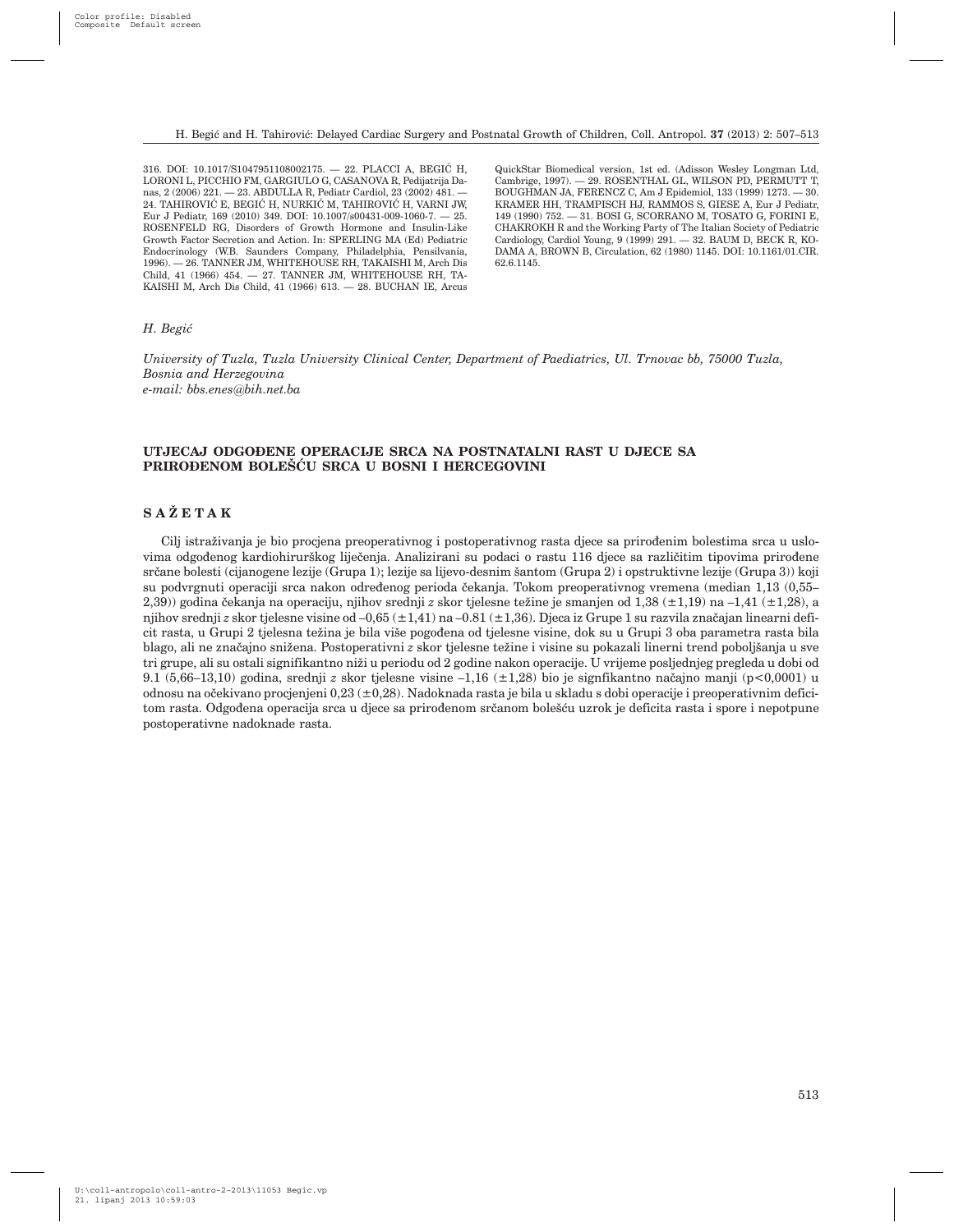316. DOI: 10.1017/S1047951108002175. — 22. PLACCI A, BEGIĆ H, LORONI L, PICCHIO FM, GARGIULO G, CASANOVA R, Pedijatrija Danas, 2 (2006) 221. — 23. ABDULLA R, Pediatr Cardiol, 23 (2002) 481. — 24. TAHIROVIĆ E, BEGIĆ H, NURKIĆ M, TAHIROVIĆ H, VARNI JW, Eur J Pediatr, 169 (2010) 349. DOI: 10.1007/s00431-009-1060-7. — 25. ROSENFELD RG, Disorders of Growth Hormone and Insulin-Like Growth Factor Secretion and Action. In: SPERLING MA (Ed) Pediatric Endocrinology (W.B. Saunders Company, Philadelphia, Pensilvania, 1996). — 26. TANNER JM, WHITEHOUSE RH, TAKAISHI M, Arch Dis Child, 41 (1966) 454. — 27. TANNER JM, WHITEHOUSE RH, TAKAISHI M, Arch Dis Child, 41 (1966) 613. — 28. BUCHAN IE, Arcus QuickStar Biomedical version, 1st ed. (Adisson Wesley Longman Ltd, Cambrige, 1997). — 29. ROSENTHAL GL, WILSON PD, PERMUTT T, BOUGHMAN JA, FERENCZ C, Am J Epidemiol, 133 (1999) 1273. — 30. KRAMER HH, TRAMPISCH HJ, RAMMOS S, GIESE A, Eur J Pediatr, 149 (1990) 752. — 31. BOSI G, SCORRANO M, TOSATO G, FORINI E, CHAKROKH R and the Working Party of The Italian Society of Pediatric Cardiology, Cardiol Young, 9 (1999) 291. — 32. BAUM D, BECK R, KODAMA A, BROWN B, Circulation, 62 (1980) 1145. DOI: 10.1161/01.CIR.62.6.1145.

*H. Begić*

*University of Tuzla, Tuzla University Clinical Center, Department of Paediatrics, Ul. Trnovac bb, 75000 Tuzla, Bosnia and Herzegovina*
*e-mail: bbs.enes@bih.net.ba*

## UTJECAJ ODGOĐENE OPERACIJE SRCA NA POSTNATALNI RAST U DJECE SA PRIROĐENOM BOLEŠĆU SRCA U BOSNI I HERCEGOVINI

## S A Ž E T A K

Cilj istraživanja je bio procjena preoperativnog i postoperativnog rasta djece sa prirođenim bolestima srca u uslovima odgođenog kardiohirurškog liječenja. Analizirani su podaci o rastu 116 djece sa različitim tipovima prirođene srčane bolesti (cijanogene lezije (Grupa 1); lezije sa lijevo-desnim šantom (Grupa 2) i opstruktivne lezije (Grupa 3)) koji su podvrgnuti operaciji srca nakon određenog perioda čekanja. Tokom preoperativnog vremena (median 1,13 (0,55–2,39)) godina čekanja na operaciju, njihov srednji *z* skor tjelesne težine je smanjen od 1,38 (±1,19) na –1,41 (±1,28), a njihov srednji *z* skor tjelesne visine od –0,65 (±1,41) na –0.81 (±1,36). Djeca iz Grupe 1 su razvila značajan linearni deficit rasta, u Grupi 2 tjelesna težina je bila više pogođena od tjelesne visine, dok su u Grupi 3 oba parametra rasta bila blago, ali ne značajno snižena. Postoperativni *z* skor tjelesne težine i visine su pokazali linerni trend poboljšanja u sve tri grupe, ali su ostali signifikantno niži u periodu od 2 godine nakon operacije. U vrijeme posljednjeg pregleda u dobi od 9.1 (5,66–13,10) godina, srednji *z* skor tjelesne visine –1,16 (±1,28) bio je signfikantno načajno manji ($p<0,0001$) u odnosu na očekivano procjenjeni 0,23 (±0,28). Nadoknada rasta je bila u skladu s dobi operacije i preoperativnim deficitom rasta. Odgođena operacija srca u djece sa prirođenom srčanom bolešću uzrok je deficita rasta i spore i nepotpune postoperativne nadoknade rasta.